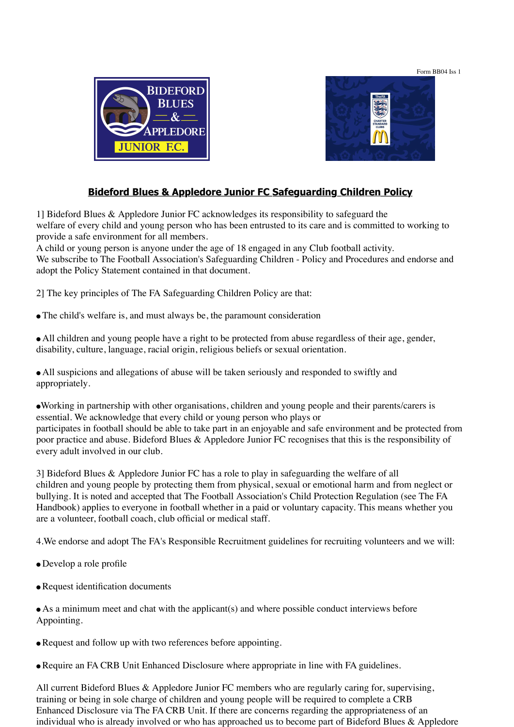Form BB04 Iss 1

# Bideford Blues & Appledore Junior FC Safeguarding Children Policy

1] Bideford Blues & Appledore Junior FC acknowledges its responsibility to safeguard the welfare of every child and young person who has been entrusted to its care and is committed to working to provide a safe environment for all members.
A child or young person is anyone under the age of 18 engaged in any Club football activity.
We subscribe to The Football Association's Safeguarding Children - Policy and Procedures and endorse and adopt the Policy Statement contained in that document.

2] The key principles of The FA Safeguarding Children Policy are that:

- The child's welfare is, and must always be, the paramount consideration

- All children and young people have a right to be protected from abuse regardless of their age, gender, disability, culture, language, racial origin, religious beliefs or sexual orientation.

- All suspicions and allegations of abuse will be taken seriously and responded to swiftly and appropriately.

- Working in partnership with other organisations, children and young people and their parents/carers is essential. We acknowledge that every child or young person who plays or participates in football should be able to take part in an enjoyable and safe environment and be protected from poor practice and abuse. Bideford Blues & Appledore Junior FC recognises that this is the responsibility of every adult involved in our club.

3] Bideford Blues & Appledore Junior FC has a role to play in safeguarding the welfare of all children and young people by protecting them from physical, sexual or emotional harm and from neglect or bullying. It is noted and accepted that The Football Association's Child Protection Regulation (see The FA Handbook) applies to everyone in football whether in a paid or voluntary capacity. This means whether you are a volunteer, football coach, club official or medical staff.

4.We endorse and adopt The FA's Responsible Recruitment guidelines for recruiting volunteers and we will:

- Develop a role profile

- Request identification documents

- As a minimum meet and chat with the applicant(s) and where possible conduct interviews before Appointing.

- Request and follow up with two references before appointing.

- Require an FA CRB Unit Enhanced Disclosure where appropriate in line with FA guidelines.

All current Bideford Blues & Appledore Junior FC members who are regularly caring for, supervising, training or being in sole charge of children and young people will be required to complete a CRB Enhanced Disclosure via The FA CRB Unit. If there are concerns regarding the appropriateness of an individual who is already involved or who has approached us to become part of Bideford Blues & Appledore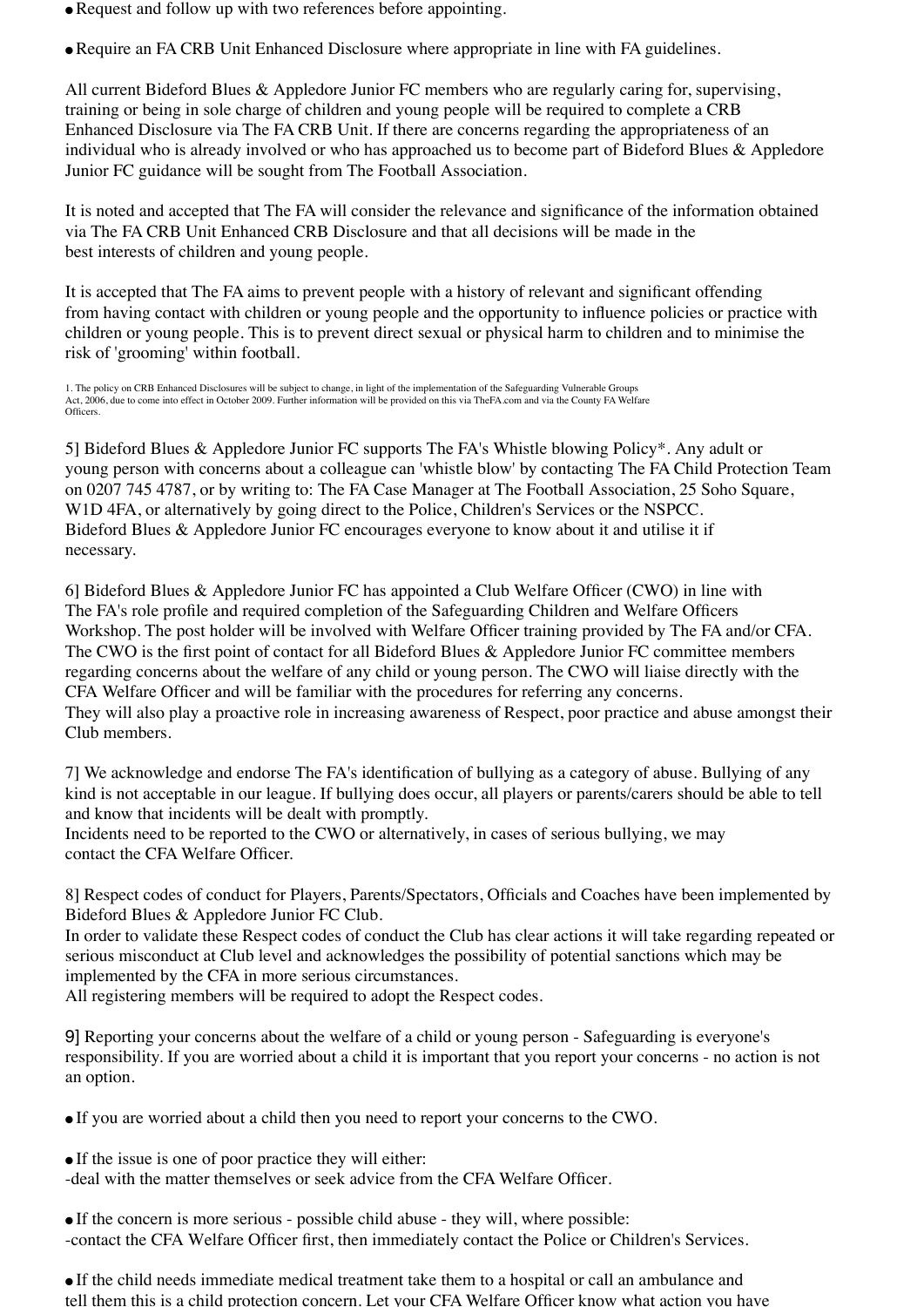- Request and follow up with two references before appointing.
- Require an FA CRB Unit Enhanced Disclosure where appropriate in line with FA guidelines.

All current Bideford Blues & Appledore Junior FC members who are regularly caring for, supervising, training or being in sole charge of children and young people will be required to complete a CRB Enhanced Disclosure via The FA CRB Unit. If there are concerns regarding the appropriateness of an individual who is already involved or who has approached us to become part of Bideford Blues & Appledore Junior FC guidance will be sought from The Football Association.

It is noted and accepted that The FA will consider the relevance and significance of the information obtained via The FA CRB Unit Enhanced CRB Disclosure and that all decisions will be made in the best interests of children and young people.

It is accepted that The FA aims to prevent people with a history of relevant and significant offending from having contact with children or young people and the opportunity to influence policies or practice with children or young people. This is to prevent direct sexual or physical harm to children and to minimise the risk of 'grooming' within football.

1. The policy on CRB Enhanced Disclosures will be subject to change, in light of the implementation of the Safeguarding Vulnerable Groups Act, 2006, due to come into effect in October 2009. Further information will be provided on this via TheFA.com and via the County FA Welfare Officers.

5] Bideford Blues & Appledore Junior FC supports The FA's Whistle blowing Policy*. Any adult or young person with concerns about a colleague can 'whistle blow' by contacting The FA Child Protection Team on 0207 745 4787, or by writing to: The FA Case Manager at The Football Association, 25 Soho Square, W1D 4FA, or alternatively by going direct to the Police, Children's Services or the NSPCC. Bideford Blues & Appledore Junior FC encourages everyone to know about it and utilise it if necessary.

6] Bideford Blues & Appledore Junior FC has appointed a Club Welfare Officer (CWO) in line with The FA's role profile and required completion of the Safeguarding Children and Welfare Officers Workshop. The post holder will be involved with Welfare Officer training provided by The FA and/or CFA. The CWO is the first point of contact for all Bideford Blues & Appledore Junior FC committee members regarding concerns about the welfare of any child or young person. The CWO will liaise directly with the CFA Welfare Officer and will be familiar with the procedures for referring any concerns.
They will also play a proactive role in increasing awareness of Respect, poor practice and abuse amongst their Club members.

7] We acknowledge and endorse The FA's identification of bullying as a category of abuse. Bullying of any kind is not acceptable in our league. If bullying does occur, all players or parents/carers should be able to tell and know that incidents will be dealt with promptly.
Incidents need to be reported to the CWO or alternatively, in cases of serious bullying, we may contact the CFA Welfare Officer.

8] Respect codes of conduct for Players, Parents/Spectators, Officials and Coaches have been implemented by Bideford Blues & Appledore Junior FC Club.
In order to validate these Respect codes of conduct the Club has clear actions it will take regarding repeated or serious misconduct at Club level and acknowledges the possibility of potential sanctions which may be implemented by the CFA in more serious circumstances.
All registering members will be required to adopt the Respect codes.

9] Reporting your concerns about the welfare of a child or young person - Safeguarding is everyone's responsibility. If you are worried about a child it is important that you report your concerns - no action is not an option.

- If you are worried about a child then you need to report your concerns to the CWO.
- If the issue is one of poor practice they will either:
  -deal with the matter themselves or seek advice from the CFA Welfare Officer.
- If the concern is more serious - possible child abuse - they will, where possible:
  -contact the CFA Welfare Officer first, then immediately contact the Police or Children's Services.
- If the child needs immediate medical treatment take them to a hospital or call an ambulance and tell them this is a child protection concern. Let your CFA Welfare Officer know what action you have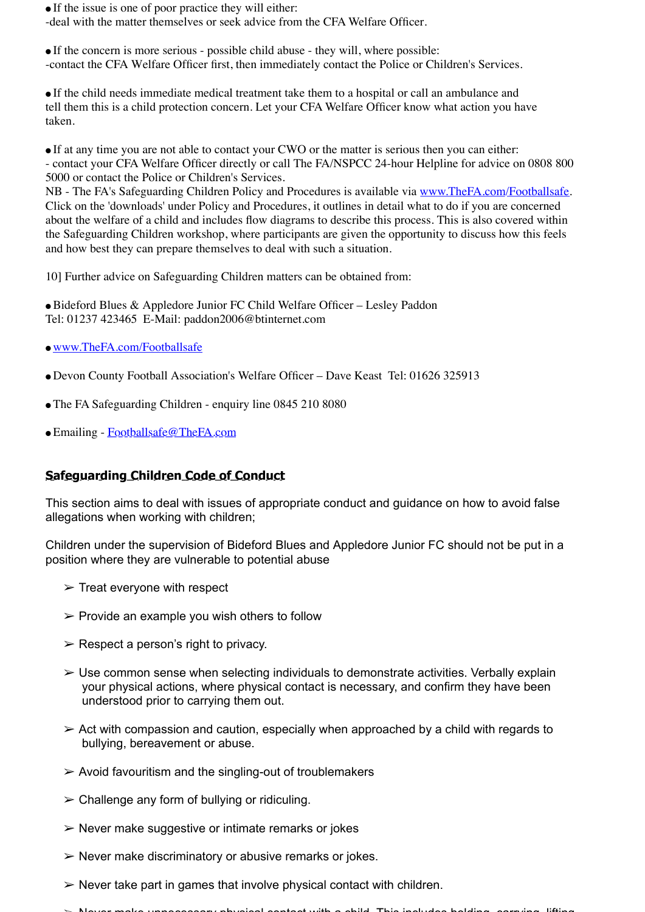- If the issue is one of poor practice they will either:
-deal with the matter themselves or seek advice from the CFA Welfare Officer.

- If the concern is more serious - possible child abuse - they will, where possible:
-contact the CFA Welfare Officer first, then immediately contact the Police or Children's Services.

- If the child needs immediate medical treatment take them to a hospital or call an ambulance and tell them this is a child protection concern. Let your CFA Welfare Officer know what action you have taken.

- If at any time you are not able to contact your CWO or the matter is serious then you can either:
- contact your CFA Welfare Officer directly or call The FA/NSPCC 24-hour Helpline for advice on 0808 800 5000 or contact the Police or Children's Services.

NB - The FA's Safeguarding Children Policy and Procedures is available via www.TheFA.com/Footballsafe. Click on the 'downloads' under Policy and Procedures, it outlines in detail what to do if you are concerned about the welfare of a child and includes flow diagrams to describe this process. This is also covered within the Safeguarding Children workshop, where participants are given the opportunity to discuss how this feels and how best they can prepare themselves to deal with such a situation.

10] Further advice on Safeguarding Children matters can be obtained from:

- Bideford Blues & Appledore Junior FC Child Welfare Officer – Lesley Paddon
Tel: 01237 423465 E-Mail: paddon2006@btinternet.com

- www.TheFA.com/Footballsafe

- Devon County Football Association's Welfare Officer – Dave Keast Tel: 01626 325913

- The FA Safeguarding Children - enquiry line 0845 210 8080

- Emailing - Footballsafe@TheFA.com

## Safeguarding Children Code of Conduct

This section aims to deal with issues of appropriate conduct and guidance on how to avoid false allegations when working with children;

Children under the supervision of Bideford Blues and Appledore Junior FC should not be put in a position where they are vulnerable to potential abuse

- Treat everyone with respect
- Provide an example you wish others to follow
- Respect a person's right to privacy.
- Use common sense when selecting individuals to demonstrate activities. Verbally explain your physical actions, where physical contact is necessary, and confirm they have been understood prior to carrying them out.
- Act with compassion and caution, especially when approached by a child with regards to bullying, bereavement or abuse.
- Avoid favouritism and the singling-out of troublemakers
- Challenge any form of bullying or ridiculing.
- Never make suggestive or intimate remarks or jokes
- Never make discriminatory or abusive remarks or jokes.
- Never take part in games that involve physical contact with children.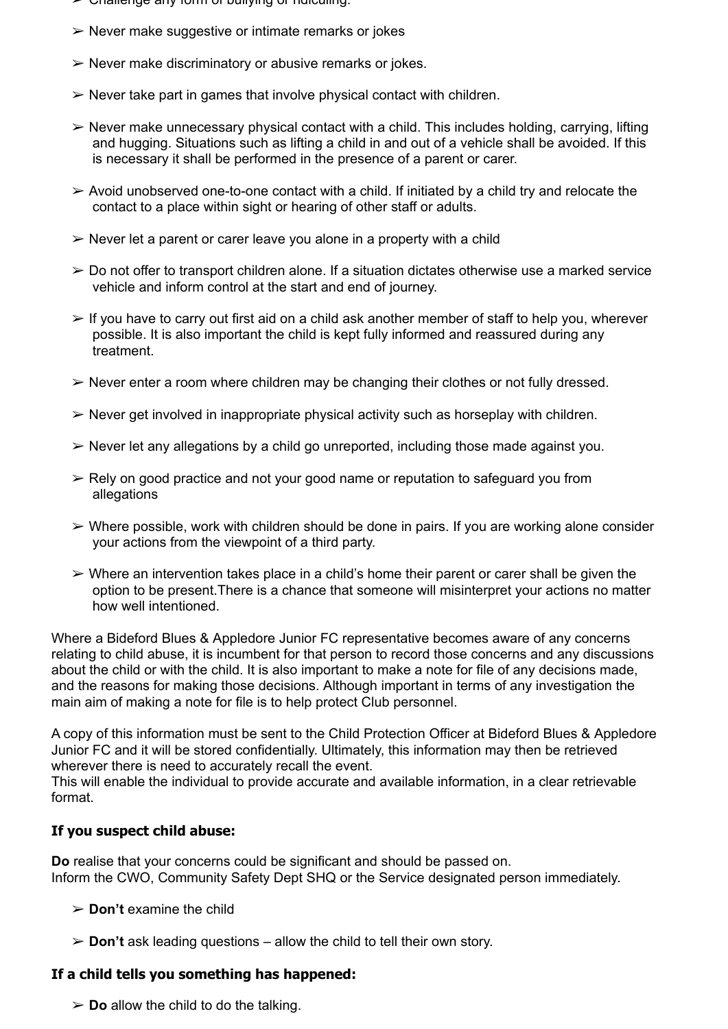- Challenge any form of bullying or ridiculing.

- Never make suggestive or intimate remarks or jokes

- Never make discriminatory or abusive remarks or jokes.

- Never take part in games that involve physical contact with children.

- Never make unnecessary physical contact with a child. This includes holding, carrying, lifting and hugging. Situations such as lifting a child in and out of a vehicle shall be avoided. If this is necessary it shall be performed in the presence of a parent or carer.

- Avoid unobserved one-to-one contact with a child. If initiated by a child try and relocate the contact to a place within sight or hearing of other staff or adults.

- Never let a parent or carer leave you alone in a property with a child

- Do not offer to transport children alone. If a situation dictates otherwise use a marked service vehicle and inform control at the start and end of journey.

- If you have to carry out first aid on a child ask another member of staff to help you, wherever possible. It is also important the child is kept fully informed and reassured during any treatment.

- Never enter a room where children may be changing their clothes or not fully dressed.

- Never get involved in inappropriate physical activity such as horseplay with children.

- Never let any allegations by a child go unreported, including those made against you.

- Rely on good practice and not your good name or reputation to safeguard you from allegations

- Where possible, work with children should be done in pairs. If you are working alone consider your actions from the viewpoint of a third party.

- Where an intervention takes place in a child's home their parent or carer shall be given the option to be present.There is a chance that someone will misinterpret your actions no matter how well intentioned.

Where a Bideford Blues & Appledore Junior FC representative becomes aware of any concerns relating to child abuse, it is incumbent for that person to record those concerns and any discussions about the child or with the child. It is also important to make a note for file of any decisions made, and the reasons for making those decisions. Although important in terms of any investigation the main aim of making a note for file is to help protect Club personnel.

A copy of this information must be sent to the Child Protection Officer at Bideford Blues & Appledore Junior FC and it will be stored confidentially. Ultimately, this information may then be retrieved wherever there is need to accurately recall the event.
This will enable the individual to provide accurate and available information, in a clear retrievable format.

**If you suspect child abuse:**

**Do** realise that your concerns could be significant and should be passed on.
Inform the CWO, Community Safety Dept SHQ or the Service designated person immediately.

- **Don't** examine the child

- **Don't** ask leading questions – allow the child to tell their own story.

**If a child tells you something has happened:**

- **Do** allow the child to do the talking.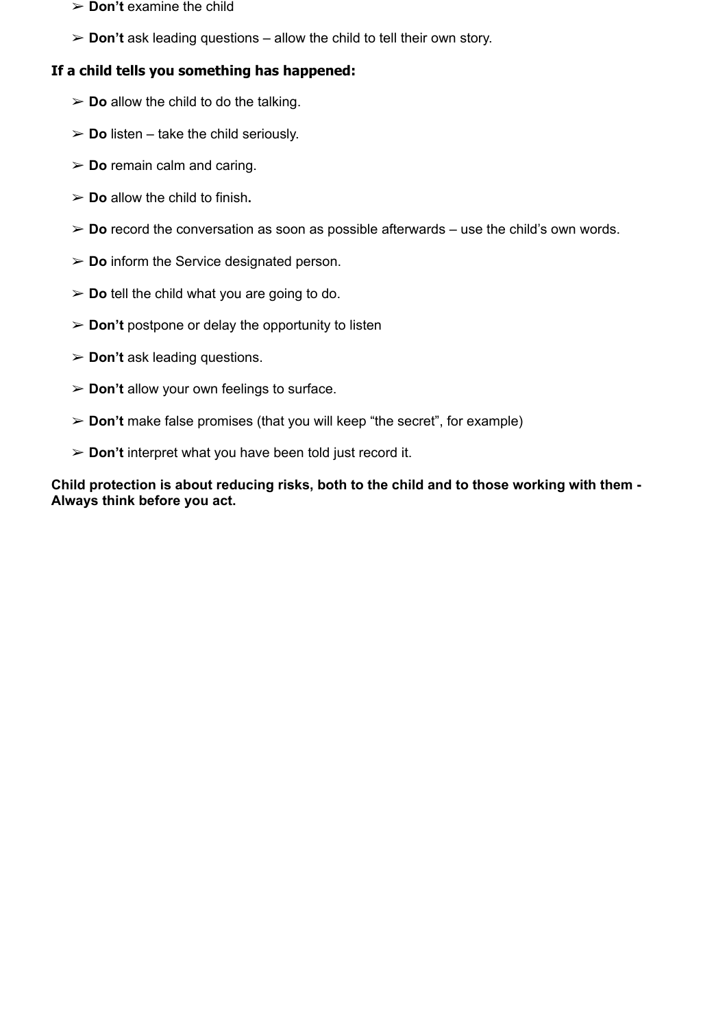- **Don't** examine the child
- **Don't** ask leading questions – allow the child to tell their own story.

**If a child tells you something has happened:**

- **Do** allow the child to do the talking.
- **Do** listen – take the child seriously.
- **Do** remain calm and caring.
- **Do** allow the child to finish**.**
- **Do** record the conversation as soon as possible afterwards – use the child's own words.
- **Do** inform the Service designated person.
- **Do** tell the child what you are going to do.
- **Don't** postpone or delay the opportunity to listen
- **Don't** ask leading questions.
- **Don't** allow your own feelings to surface.
- **Don't** make false promises (that you will keep "the secret", for example)
- **Don't** interpret what you have been told just record it.

**Child protection is about reducing risks, both to the child and to those working with them - Always think before you act.**